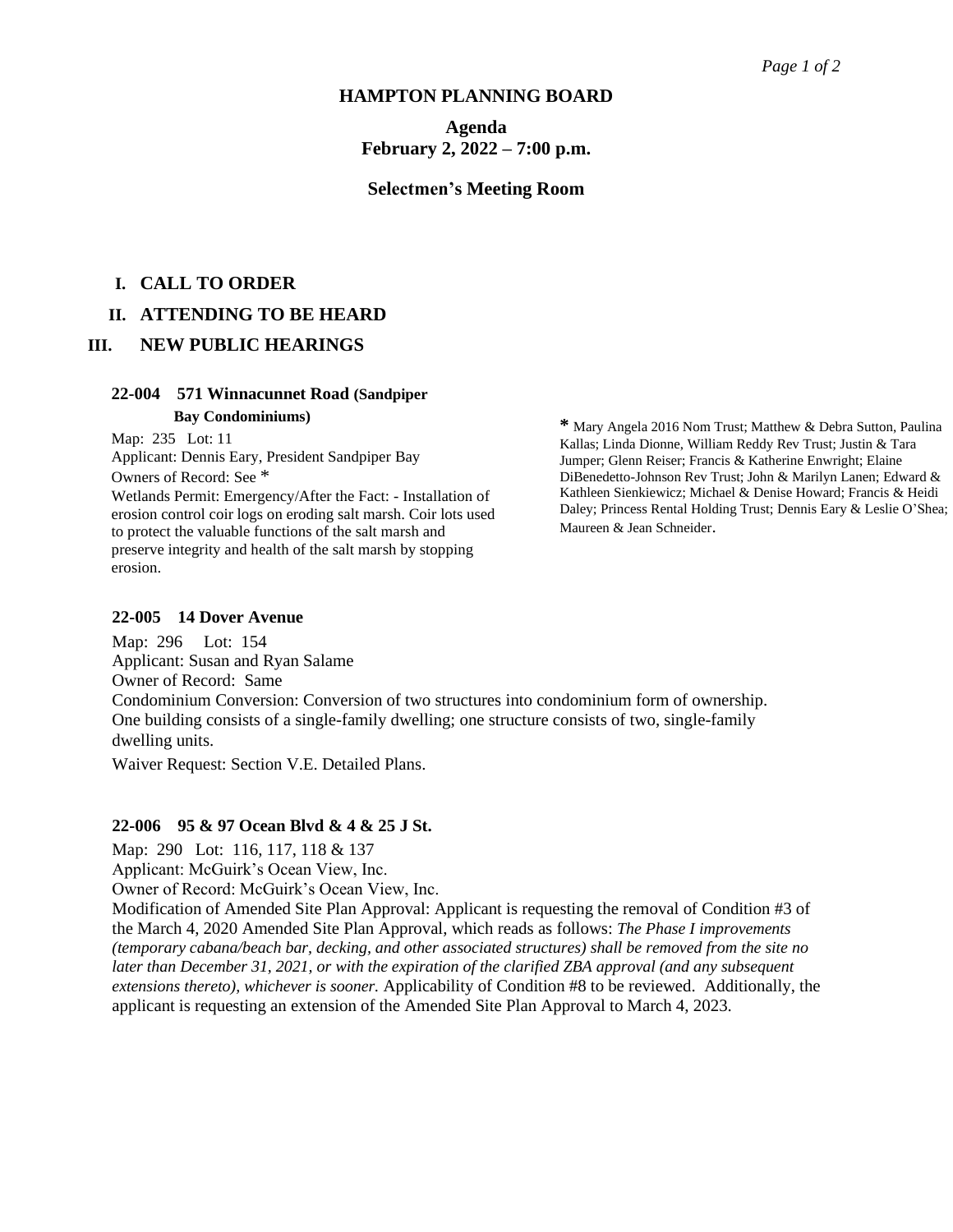# HAMPTON PLANNING BOARD

## Agenda
## February 2, 2022 – 7:00 p.m.

### Selectmen's Meeting Room

## I. CALL TO ORDER

## II. ATTENDING TO BE HEARD

## III. NEW PUBLIC HEARINGS

**22-004 571 Winnacunnet Road (Sandpiper Bay Condominiums)**

Map: 235 Lot: 11
Applicant: Dennis Eary, President Sandpiper Bay
Owners of Record: See *
Wetlands Permit: Emergency/After the Fact: - Installation of erosion control coir logs on eroding salt marsh. Coir lots used to protect the valuable functions of the salt marsh and preserve integrity and health of the salt marsh by stopping erosion.

* Mary Angela 2016 Nom Trust; Matthew & Debra Sutton, Paulina Kallas; Linda Dionne, William Reddy Rev Trust; Justin & Tara Jumper; Glenn Reiser; Francis & Katherine Enwright; Elaine DiBenedetto-Johnson Rev Trust; John & Marilyn Lanen; Edward & Kathleen Sienkiewicz; Michael & Denise Howard; Francis & Heidi Daley; Princess Rental Holding Trust; Dennis Eary & Leslie O'Shea; Maureen & Jean Schneider.

**22-005 14 Dover Avenue**

Map: 296 Lot: 154
Applicant: Susan and Ryan Salame
Owner of Record: Same
Condominium Conversion: Conversion of two structures into condominium form of ownership. One building consists of a single-family dwelling; one structure consists of two, single-family dwelling units.

Waiver Request: Section V.E. Detailed Plans.

**22-006 95 & 97 Ocean Blvd & 4 & 25 J St.**

Map: 290 Lot: 116, 117, 118 & 137
Applicant: McGuirk's Ocean View, Inc.
Owner of Record: McGuirk's Ocean View, Inc.
Modification of Amended Site Plan Approval: Applicant is requesting the removal of Condition #3 of the March 4, 2020 Amended Site Plan Approval, which reads as follows: *The Phase I improvements (temporary cabana/beach bar, decking, and other associated structures) shall be removed from the site no later than December 31, 2021, or with the expiration of the clarified ZBA approval (and any subsequent extensions thereto), whichever is sooner.* Applicability of Condition #8 to be reviewed. Additionally, the applicant is requesting an extension of the Amended Site Plan Approval to March 4, 2023.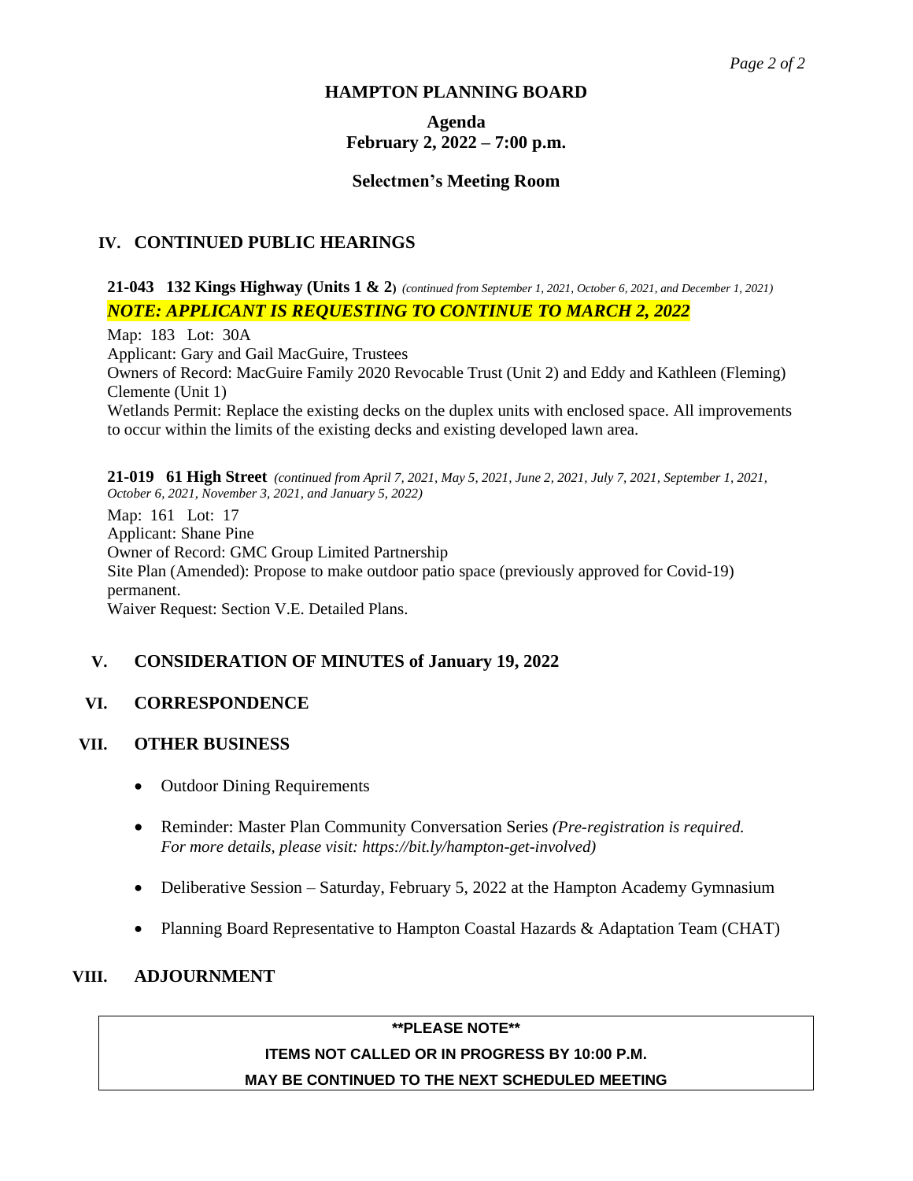## HAMPTON PLANNING BOARD

**Agenda**
**February 2, 2022 – 7:00 p.m.**

**Selectmen's Meeting Room**

## IV. CONTINUED PUBLIC HEARINGS

**21-043 132 Kings Highway (Units 1 & 2)** *(continued from September 1, 2021, October 6, 2021, and December 1, 2021)*

***NOTE: APPLICANT IS REQUESTING TO CONTINUE TO MARCH 2, 2022***

Map: 183 Lot: 30A
Applicant: Gary and Gail MacGuire, Trustees
Owners of Record: MacGuire Family 2020 Revocable Trust (Unit 2) and Eddy and Kathleen (Fleming) Clemente (Unit 1)
Wetlands Permit: Replace the existing decks on the duplex units with enclosed space. All improvements to occur within the limits of the existing decks and existing developed lawn area.

**21-019 61 High Street** *(continued from April 7, 2021, May 5, 2021, June 2, 2021, July 7, 2021, September 1, 2021, October 6, 2021, November 3, 2021, and January 5, 2022)*

Map: 161 Lot: 17
Applicant: Shane Pine
Owner of Record: GMC Group Limited Partnership
Site Plan (Amended): Propose to make outdoor patio space (previously approved for Covid-19) permanent.
Waiver Request: Section V.E. Detailed Plans.

## V. CONSIDERATION OF MINUTES of January 19, 2022

## VI. CORRESPONDENCE

## VII. OTHER BUSINESS

- Outdoor Dining Requirements
- Reminder: Master Plan Community Conversation Series *(Pre-registration is required. For more details, please visit: https://bit.ly/hampton-get-involved)*
- Deliberative Session – Saturday, February 5, 2022 at the Hampton Academy Gymnasium
- Planning Board Representative to Hampton Coastal Hazards & Adaptation Team (CHAT)

## VIII. ADJOURNMENT

**\*\*PLEASE NOTE\*\***
**ITEMS NOT CALLED OR IN PROGRESS BY 10:00 P.M.**
**MAY BE CONTINUED TO THE NEXT SCHEDULED MEETING**